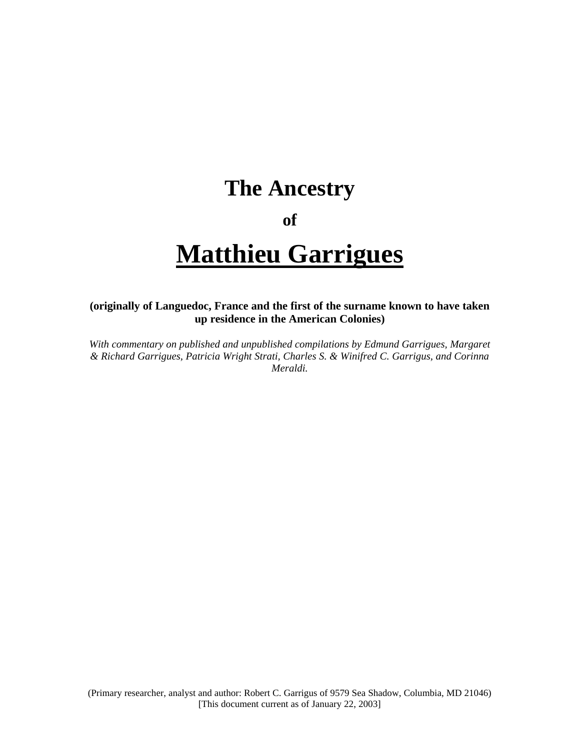# The Ancestry

**of**

# Matthieu Garrigues

**(originally of Languedoc, France and the first of the surname known to have taken up residence in the American Colonies)**

*With commentary on published and unpublished compilations by Edmund Garrigues, Margaret & Richard Garrigues, Patricia Wright Strati, Charles S. & Winifred C. Garrigus, and Corinna Meraldi.*

(Primary researcher, analyst and author: Robert C. Garrigus of 9579 Sea Shadow, Columbia, MD 21046)
[This document current as of January 22, 2003]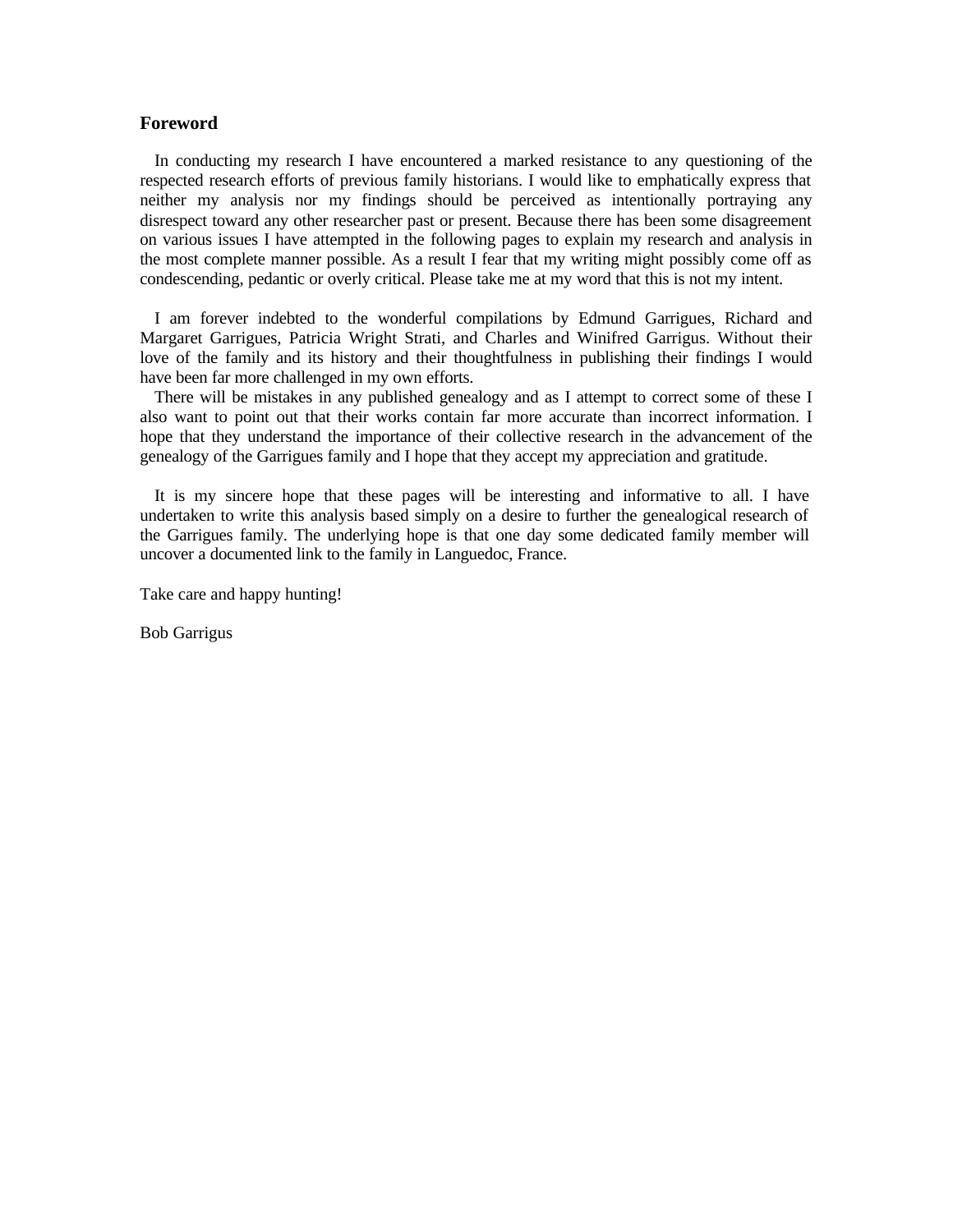## Foreword

In conducting my research I have encountered a marked resistance to any questioning of the respected research efforts of previous family historians. I would like to emphatically express that neither my analysis nor my findings should be perceived as intentionally portraying any disrespect toward any other researcher past or present. Because there has been some disagreement on various issues I have attempted in the following pages to explain my research and analysis in the most complete manner possible. As a result I fear that my writing might possibly come off as condescending, pedantic or overly critical. Please take me at my word that this is not my intent.

I am forever indebted to the wonderful compilations by Edmund Garrigues, Richard and Margaret Garrigues, Patricia Wright Strati, and Charles and Winifred Garrigus. Without their love of the family and its history and their thoughtfulness in publishing their findings I would have been far more challenged in my own efforts.

There will be mistakes in any published genealogy and as I attempt to correct some of these I also want to point out that their works contain far more accurate than incorrect information. I hope that they understand the importance of their collective research in the advancement of the genealogy of the Garrigues family and I hope that they accept my appreciation and gratitude.

It is my sincere hope that these pages will be interesting and informative to all. I have undertaken to write this analysis based simply on a desire to further the genealogical research of the Garrigues family. The underlying hope is that one day some dedicated family member will uncover a documented link to the family in Languedoc, France.

Take care and happy hunting!

Bob Garrigus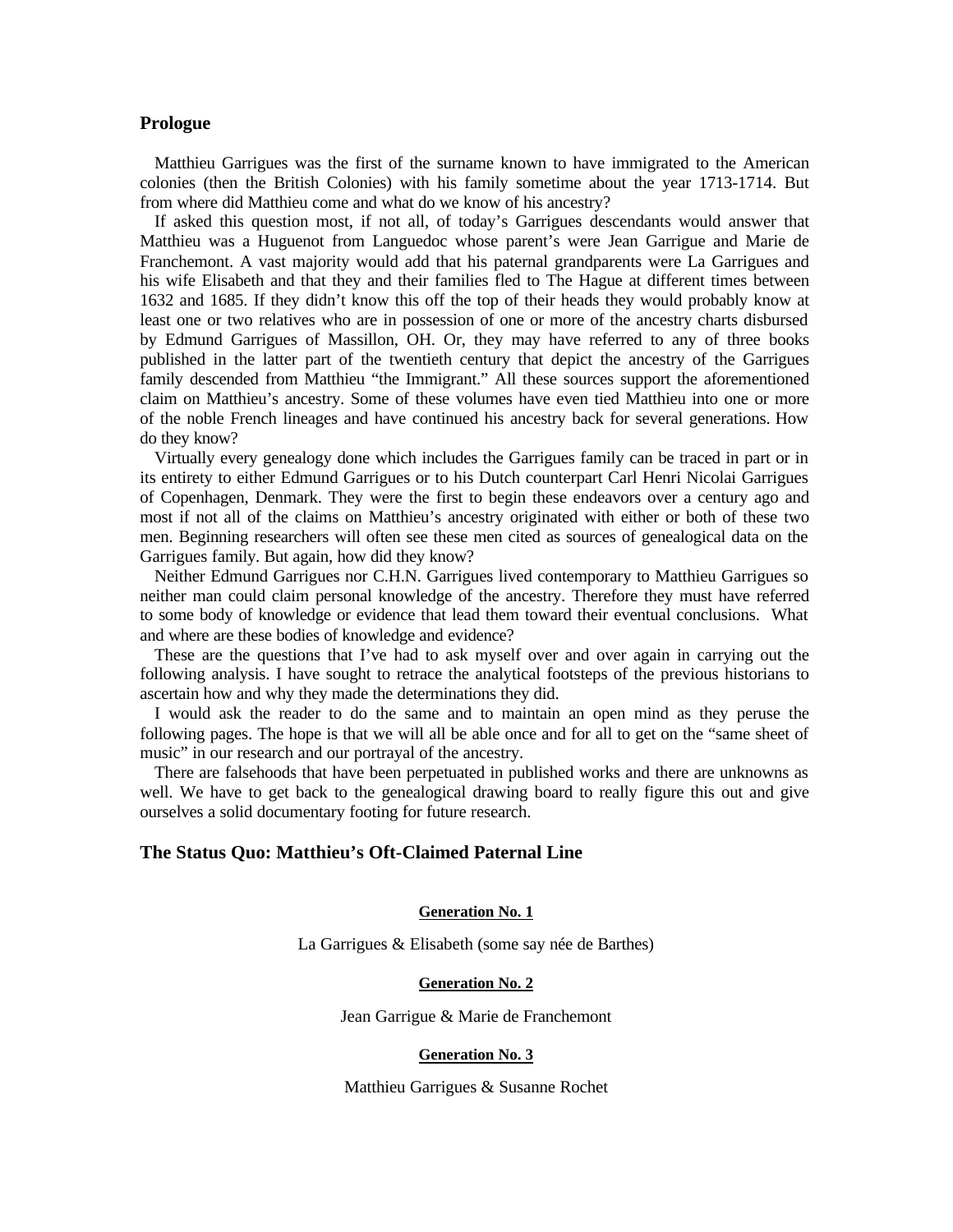## Prologue

Matthieu Garrigues was the first of the surname known to have immigrated to the American colonies (then the British Colonies) with his family sometime about the year 1713-1714. But from where did Matthieu come and what do we know of his ancestry?

If asked this question most, if not all, of today's Garrigues descendants would answer that Matthieu was a Huguenot from Languedoc whose parent's were Jean Garrigue and Marie de Franchemont. A vast majority would add that his paternal grandparents were La Garrigues and his wife Elisabeth and that they and their families fled to The Hague at different times between 1632 and 1685. If they didn't know this off the top of their heads they would probably know at least one or two relatives who are in possession of one or more of the ancestry charts disbursed by Edmund Garrigues of Massillon, OH. Or, they may have referred to any of three books published in the latter part of the twentieth century that depict the ancestry of the Garrigues family descended from Matthieu "the Immigrant." All these sources support the aforementioned claim on Matthieu's ancestry. Some of these volumes have even tied Matthieu into one or more of the noble French lineages and have continued his ancestry back for several generations. How do they know?

Virtually every genealogy done which includes the Garrigues family can be traced in part or in its entirety to either Edmund Garrigues or to his Dutch counterpart Carl Henri Nicolai Garrigues of Copenhagen, Denmark. They were the first to begin these endeavors over a century ago and most if not all of the claims on Matthieu's ancestry originated with either or both of these two men. Beginning researchers will often see these men cited as sources of genealogical data on the Garrigues family. But again, how did they know?

Neither Edmund Garrigues nor C.H.N. Garrigues lived contemporary to Matthieu Garrigues so neither man could claim personal knowledge of the ancestry. Therefore they must have referred to some body of knowledge or evidence that lead them toward their eventual conclusions. What and where are these bodies of knowledge and evidence?

These are the questions that I've had to ask myself over and over again in carrying out the following analysis. I have sought to retrace the analytical footsteps of the previous historians to ascertain how and why they made the determinations they did.

I would ask the reader to do the same and to maintain an open mind as they peruse the following pages. The hope is that we will all be able once and for all to get on the "same sheet of music" in our research and our portrayal of the ancestry.

There are falsehoods that have been perpetuated in published works and there are unknowns as well. We have to get back to the genealogical drawing board to really figure this out and give ourselves a solid documentary footing for future research.

## The Status Quo: Matthieu's Oft-Claimed Paternal Line

**Generation No. 1**

La Garrigues & Elisabeth (some say née de Barthes)

**Generation No. 2**

Jean Garrigue & Marie de Franchemont

**Generation No. 3**

Matthieu Garrigues & Susanne Rochet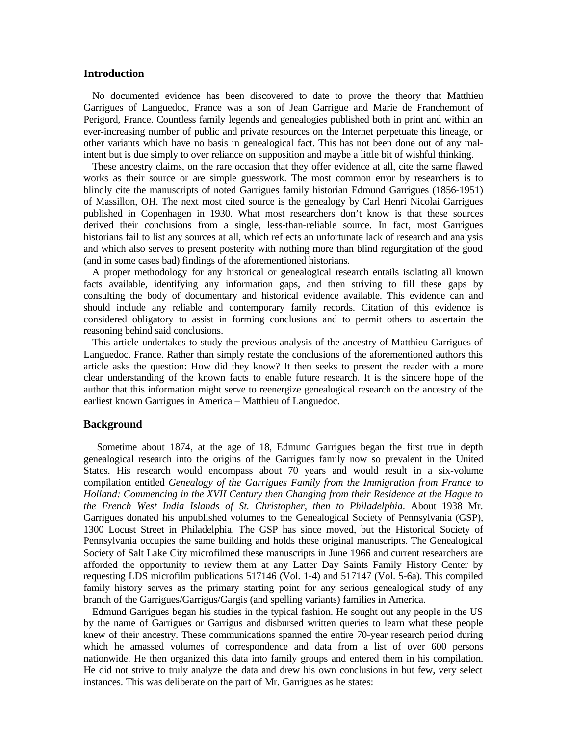## Introduction

No documented evidence has been discovered to date to prove the theory that Matthieu Garrigues of Languedoc, France was a son of Jean Garrigue and Marie de Franchemont of Perigord, France. Countless family legends and genealogies published both in print and within an ever-increasing number of public and private resources on the Internet perpetuate this lineage, or other variants which have no basis in genealogical fact. This has not been done out of any mal-intent but is due simply to over reliance on supposition and maybe a little bit of wishful thinking.

These ancestry claims, on the rare occasion that they offer evidence at all, cite the same flawed works as their source or are simple guesswork. The most common error by researchers is to blindly cite the manuscripts of noted Garrigues family historian Edmund Garrigues (1856-1951) of Massillon, OH. The next most cited source is the genealogy by Carl Henri Nicolai Garrigues published in Copenhagen in 1930. What most researchers don't know is that these sources derived their conclusions from a single, less-than-reliable source. In fact, most Garrigues historians fail to list any sources at all, which reflects an unfortunate lack of research and analysis and which also serves to present posterity with nothing more than blind regurgitation of the good (and in some cases bad) findings of the aforementioned historians.

A proper methodology for any historical or genealogical research entails isolating all known facts available, identifying any information gaps, and then striving to fill these gaps by consulting the body of documentary and historical evidence available. This evidence can and should include any reliable and contemporary family records. Citation of this evidence is considered obligatory to assist in forming conclusions and to permit others to ascertain the reasoning behind said conclusions.

This article undertakes to study the previous analysis of the ancestry of Matthieu Garrigues of Languedoc. France. Rather than simply restate the conclusions of the aforementioned authors this article asks the question: How did they know? It then seeks to present the reader with a more clear understanding of the known facts to enable future research. It is the sincere hope of the author that this information might serve to reenergize genealogical research on the ancestry of the earliest known Garrigues in America – Matthieu of Languedoc.

## Background

Sometime about 1874, at the age of 18, Edmund Garrigues began the first true in depth genealogical research into the origins of the Garrigues family now so prevalent in the United States. His research would encompass about 70 years and would result in a six-volume compilation entitled *Genealogy of the Garrigues Family from the Immigration from France to Holland: Commencing in the XVII Century then Changing from their Residence at the Hague to the French West India Islands of St. Christopher, then to Philadelphia*. About 1938 Mr. Garrigues donated his unpublished volumes to the Genealogical Society of Pennsylvania (GSP), 1300 Locust Street in Philadelphia. The GSP has since moved, but the Historical Society of Pennsylvania occupies the same building and holds these original manuscripts. The Genealogical Society of Salt Lake City microfilmed these manuscripts in June 1966 and current researchers are afforded the opportunity to review them at any Latter Day Saints Family History Center by requesting LDS microfilm publications 517146 (Vol. 1-4) and 517147 (Vol. 5-6a). This compiled family history serves as the primary starting point for any serious genealogical study of any branch of the Garrigues/Garrigus/Gargis (and spelling variants) families in America.

Edmund Garrigues began his studies in the typical fashion. He sought out any people in the US by the name of Garrigues or Garrigus and disbursed written queries to learn what these people knew of their ancestry. These communications spanned the entire 70-year research period during which he amassed volumes of correspondence and data from a list of over 600 persons nationwide. He then organized this data into family groups and entered them in his compilation. He did not strive to truly analyze the data and drew his own conclusions in but few, very select instances. This was deliberate on the part of Mr. Garrigues as he states: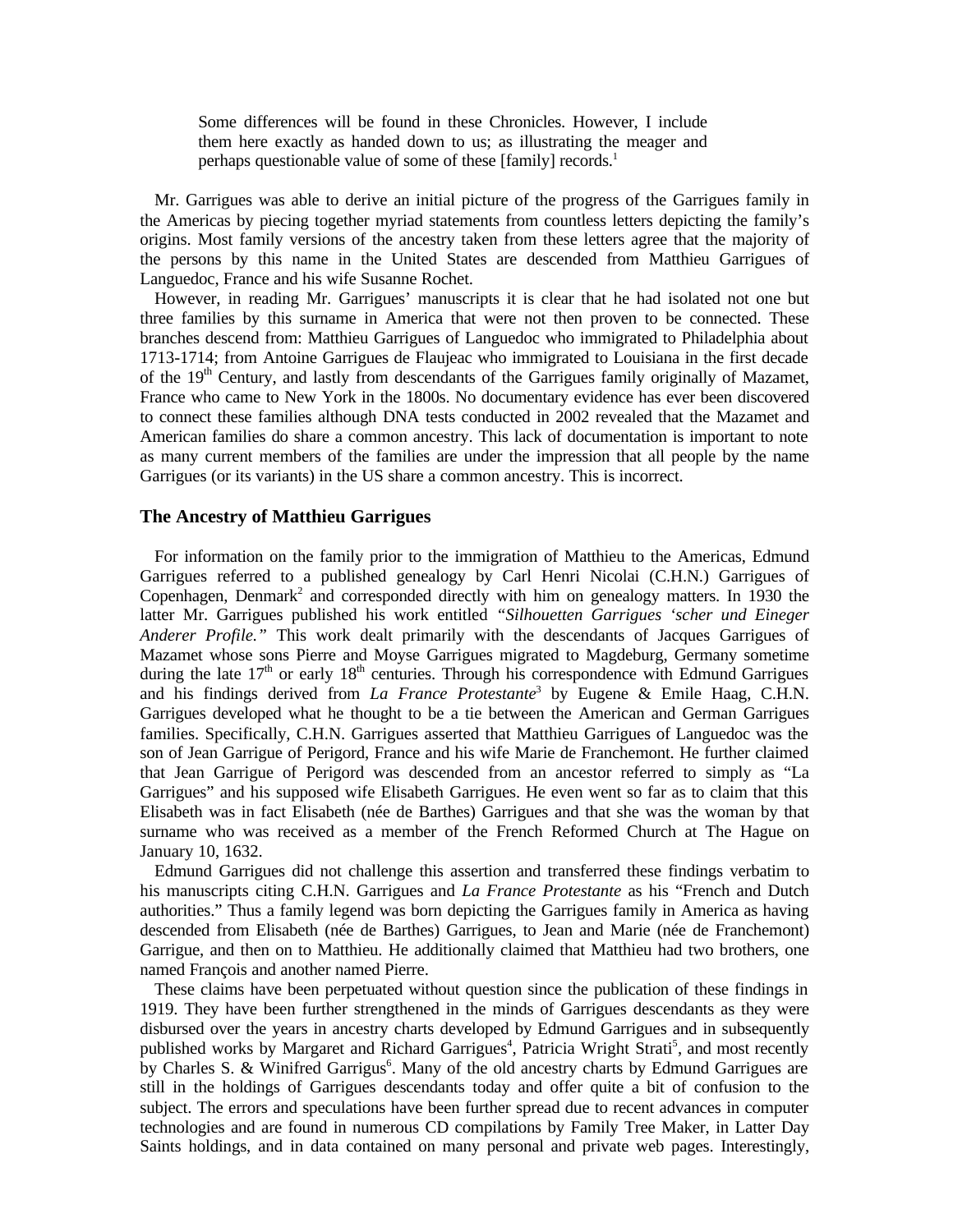> Some differences will be found in these Chronicles. However, I include them here exactly as handed down to us; as illustrating the meager and perhaps questionable value of some of these [family] records.[1]

Mr. Garrigues was able to derive an initial picture of the progress of the Garrigues family in the Americas by piecing together myriad statements from countless letters depicting the family's origins. Most family versions of the ancestry taken from these letters agree that the majority of the persons by this name in the United States are descended from Matthieu Garrigues of Languedoc, France and his wife Susanne Rochet.

However, in reading Mr. Garrigues' manuscripts it is clear that he had isolated not one but three families by this surname in America that were not then proven to be connected. These branches descend from: Matthieu Garrigues of Languedoc who immigrated to Philadelphia about 1713-1714; from Antoine Garrigues de Flaujeac who immigrated to Louisiana in the first decade of the 19th Century, and lastly from descendants of the Garrigues family originally of Mazamet, France who came to New York in the 1800s. No documentary evidence has ever been discovered to connect these families although DNA tests conducted in 2002 revealed that the Mazamet and American families do share a common ancestry. This lack of documentation is important to note as many current members of the families are under the impression that all people by the name Garrigues (or its variants) in the US share a common ancestry. This is incorrect.

### The Ancestry of Matthieu Garrigues

For information on the family prior to the immigration of Matthieu to the Americas, Edmund Garrigues referred to a published genealogy by Carl Henri Nicolai (C.H.N.) Garrigues of Copenhagen, Denmark[2] and corresponded directly with him on genealogy matters. In 1930 the latter Mr. Garrigues published his work entitled *"Silhouetten Garrigues 'scher und Eineger Anderer Profile."* This work dealt primarily with the descendants of Jacques Garrigues of Mazamet whose sons Pierre and Moyse Garrigues migrated to Magdeburg, Germany sometime during the late 17th or early 18th centuries. Through his correspondence with Edmund Garrigues and his findings derived from *La France Protestante*[3] by Eugene & Emile Haag, C.H.N. Garrigues developed what he thought to be a tie between the American and German Garrigues families. Specifically, C.H.N. Garrigues asserted that Matthieu Garrigues of Languedoc was the son of Jean Garrigue of Perigord, France and his wife Marie de Franchemont. He further claimed that Jean Garrigue of Perigord was descended from an ancestor referred to simply as "La Garrigues" and his supposed wife Elisabeth Garrigues. He even went so far as to claim that this Elisabeth was in fact Elisabeth (née de Barthes) Garrigues and that she was the woman by that surname who was received as a member of the French Reformed Church at The Hague on January 10, 1632.

Edmund Garrigues did not challenge this assertion and transferred these findings verbatim to his manuscripts citing C.H.N. Garrigues and *La France Protestante* as his "French and Dutch authorities." Thus a family legend was born depicting the Garrigues family in America as having descended from Elisabeth (née de Barthes) Garrigues, to Jean and Marie (née de Franchemont) Garrigue, and then on to Matthieu. He additionally claimed that Matthieu had two brothers, one named François and another named Pierre.

These claims have been perpetuated without question since the publication of these findings in 1919. They have been further strengthened in the minds of Garrigues descendants as they were disbursed over the years in ancestry charts developed by Edmund Garrigues and in subsequently published works by Margaret and Richard Garrigues[4], Patricia Wright Strati[5], and most recently by Charles S. & Winifred Garrigus[6]. Many of the old ancestry charts by Edmund Garrigues are still in the holdings of Garrigues descendants today and offer quite a bit of confusion to the subject. The errors and speculations have been further spread due to recent advances in computer technologies and are found in numerous CD compilations by Family Tree Maker, in Latter Day Saints holdings, and in data contained on many personal and private web pages. Interestingly,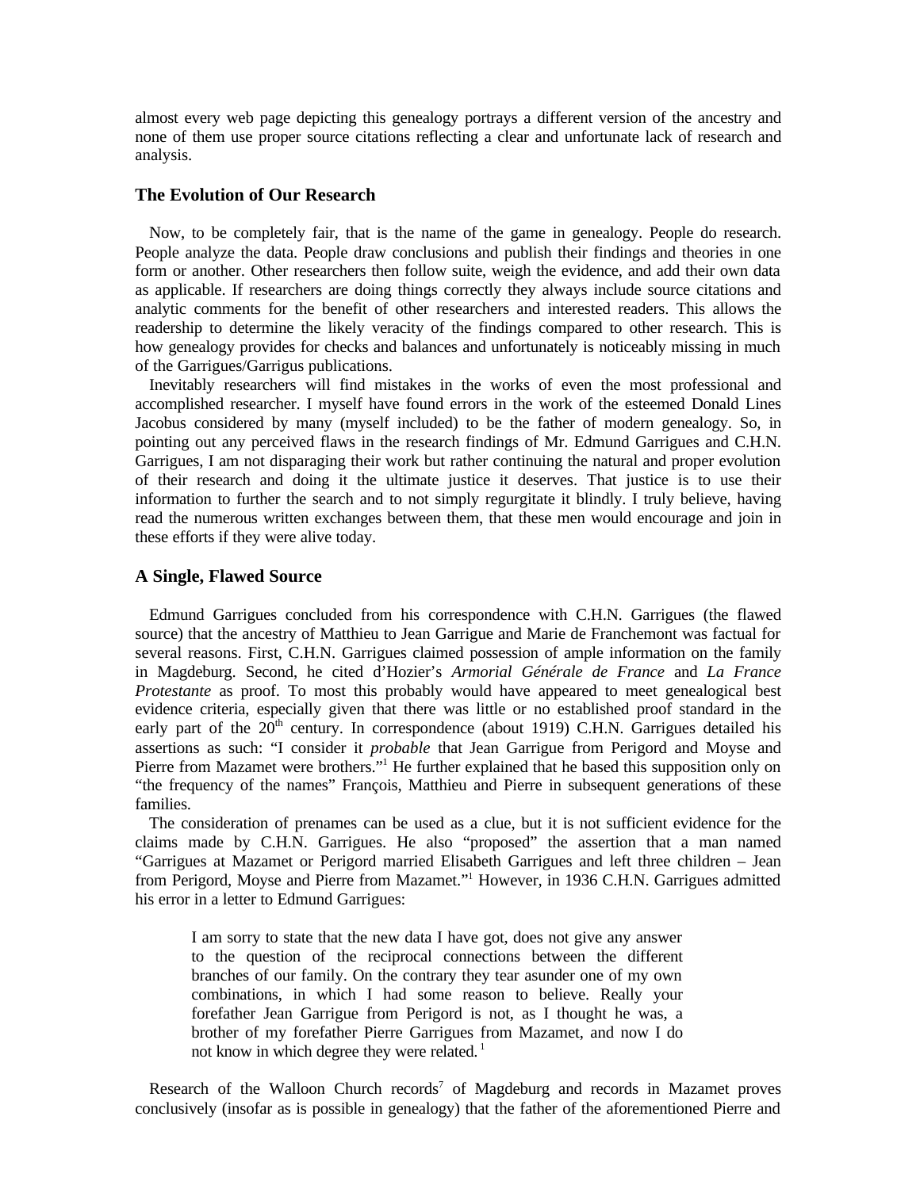almost every web page depicting this genealogy portrays a different version of the ancestry and none of them use proper source citations reflecting a clear and unfortunate lack of research and analysis.

### The Evolution of Our Research

Now, to be completely fair, that is the name of the game in genealogy. People do research. People analyze the data. People draw conclusions and publish their findings and theories in one form or another. Other researchers then follow suite, weigh the evidence, and add their own data as applicable. If researchers are doing things correctly they always include source citations and analytic comments for the benefit of other researchers and interested readers. This allows the readership to determine the likely veracity of the findings compared to other research. This is how genealogy provides for checks and balances and unfortunately is noticeably missing in much of the Garrigues/Garrigus publications.

Inevitably researchers will find mistakes in the works of even the most professional and accomplished researcher. I myself have found errors in the work of the esteemed Donald Lines Jacobus considered by many (myself included) to be the father of modern genealogy. So, in pointing out any perceived flaws in the research findings of Mr. Edmund Garrigues and C.H.N. Garrigues, I am not disparaging their work but rather continuing the natural and proper evolution of their research and doing it the ultimate justice it deserves. That justice is to use their information to further the search and to not simply regurgitate it blindly. I truly believe, having read the numerous written exchanges between them, that these men would encourage and join in these efforts if they were alive today.

### A Single, Flawed Source

Edmund Garrigues concluded from his correspondence with C.H.N. Garrigues (the flawed source) that the ancestry of Matthieu to Jean Garrigue and Marie de Franchemont was factual for several reasons. First, C.H.N. Garrigues claimed possession of ample information on the family in Magdeburg. Second, he cited d'Hozier's *Armorial Générale de France* and *La France Protestante* as proof. To most this probably would have appeared to meet genealogical best evidence criteria, especially given that there was little or no established proof standard in the early part of the 20th century. In correspondence (about 1919) C.H.N. Garrigues detailed his assertions as such: "I consider it *probable* that Jean Garrigue from Perigord and Moyse and Pierre from Mazamet were brothers."[1] He further explained that he based this supposition only on "the frequency of the names" François, Matthieu and Pierre in subsequent generations of these families.

The consideration of prenames can be used as a clue, but it is not sufficient evidence for the claims made by C.H.N. Garrigues. He also "proposed" the assertion that a man named "Garrigues at Mazamet or Perigord married Elisabeth Garrigues and left three children – Jean from Perigord, Moyse and Pierre from Mazamet."[1] However, in 1936 C.H.N. Garrigues admitted his error in a letter to Edmund Garrigues:

> I am sorry to state that the new data I have got, does not give any answer to the question of the reciprocal connections between the different branches of our family. On the contrary they tear asunder one of my own combinations, in which I had some reason to believe. Really your forefather Jean Garrigue from Perigord is not, as I thought he was, a brother of my forefather Pierre Garrigues from Mazamet, and now I do not know in which degree they were related.[1]

Research of the Walloon Church records[7] of Magdeburg and records in Mazamet proves conclusively (insofar as is possible in genealogy) that the father of the aforementioned Pierre and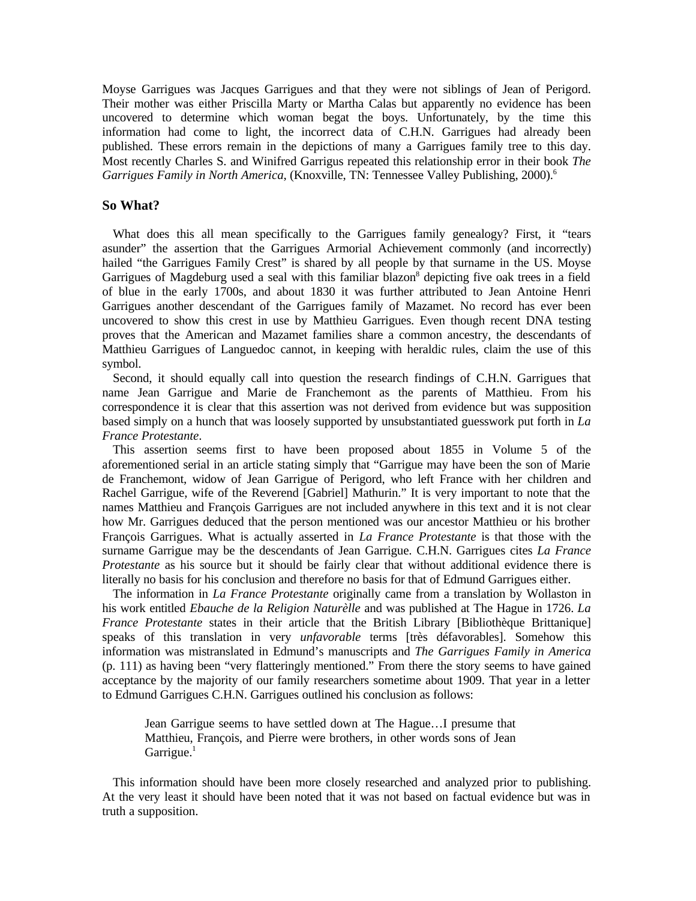Moyse Garrigues was Jacques Garrigues and that they were not siblings of Jean of Perigord. Their mother was either Priscilla Marty or Martha Calas but apparently no evidence has been uncovered to determine which woman begat the boys. Unfortunately, by the time this information had come to light, the incorrect data of C.H.N. Garrigues had already been published. These errors remain in the depictions of many a Garrigues family tree to this day. Most recently Charles S. and Winifred Garrigus repeated this relationship error in their book *The Garrigues Family in North America*, (Knoxville, TN: Tennessee Valley Publishing, 2000).[6]

### So What?

What does this all mean specifically to the Garrigues family genealogy? First, it "tears asunder" the assertion that the Garrigues Armorial Achievement commonly (and incorrectly) hailed "the Garrigues Family Crest" is shared by all people by that surname in the US. Moyse Garrigues of Magdeburg used a seal with this familiar blazon[8] depicting five oak trees in a field of blue in the early 1700s, and about 1830 it was further attributed to Jean Antoine Henri Garrigues another descendant of the Garrigues family of Mazamet. No record has ever been uncovered to show this crest in use by Matthieu Garrigues. Even though recent DNA testing proves that the American and Mazamet families share a common ancestry, the descendants of Matthieu Garrigues of Languedoc cannot, in keeping with heraldic rules, claim the use of this symbol.

Second, it should equally call into question the research findings of C.H.N. Garrigues that name Jean Garrigue and Marie de Franchemont as the parents of Matthieu. From his correspondence it is clear that this assertion was not derived from evidence but was supposition based simply on a hunch that was loosely supported by unsubstantiated guesswork put forth in *La France Protestante*.

This assertion seems first to have been proposed about 1855 in Volume 5 of the aforementioned serial in an article stating simply that "Garrigue may have been the son of Marie de Franchemont, widow of Jean Garrigue of Perigord, who left France with her children and Rachel Garrigue, wife of the Reverend [Gabriel] Mathurin." It is very important to note that the names Matthieu and François Garrigues are not included anywhere in this text and it is not clear how Mr. Garrigues deduced that the person mentioned was our ancestor Matthieu or his brother François Garrigues. What is actually asserted in *La France Protestante* is that those with the surname Garrigue may be the descendants of Jean Garrigue. C.H.N. Garrigues cites *La France Protestante* as his source but it should be fairly clear that without additional evidence there is literally no basis for his conclusion and therefore no basis for that of Edmund Garrigues either.

The information in *La France Protestante* originally came from a translation by Wollaston in his work entitled *Ebauche de la Religion Naturèlle* and was published at The Hague in 1726. *La France Protestante* states in their article that the British Library [Bibliothèque Brittanique] speaks of this translation in very *unfavorable* terms [très défavorables]. Somehow this information was mistranslated in Edmund's manuscripts and *The Garrigues Family in America* (p. 111) as having been "very flatteringly mentioned." From there the story seems to have gained acceptance by the majority of our family researchers sometime about 1909. That year in a letter to Edmund Garrigues C.H.N. Garrigues outlined his conclusion as follows:

> Jean Garrigue seems to have settled down at The Hague…I presume that Matthieu, François, and Pierre were brothers, in other words sons of Jean Garrigue.[1]

This information should have been more closely researched and analyzed prior to publishing. At the very least it should have been noted that it was not based on factual evidence but was in truth a supposition.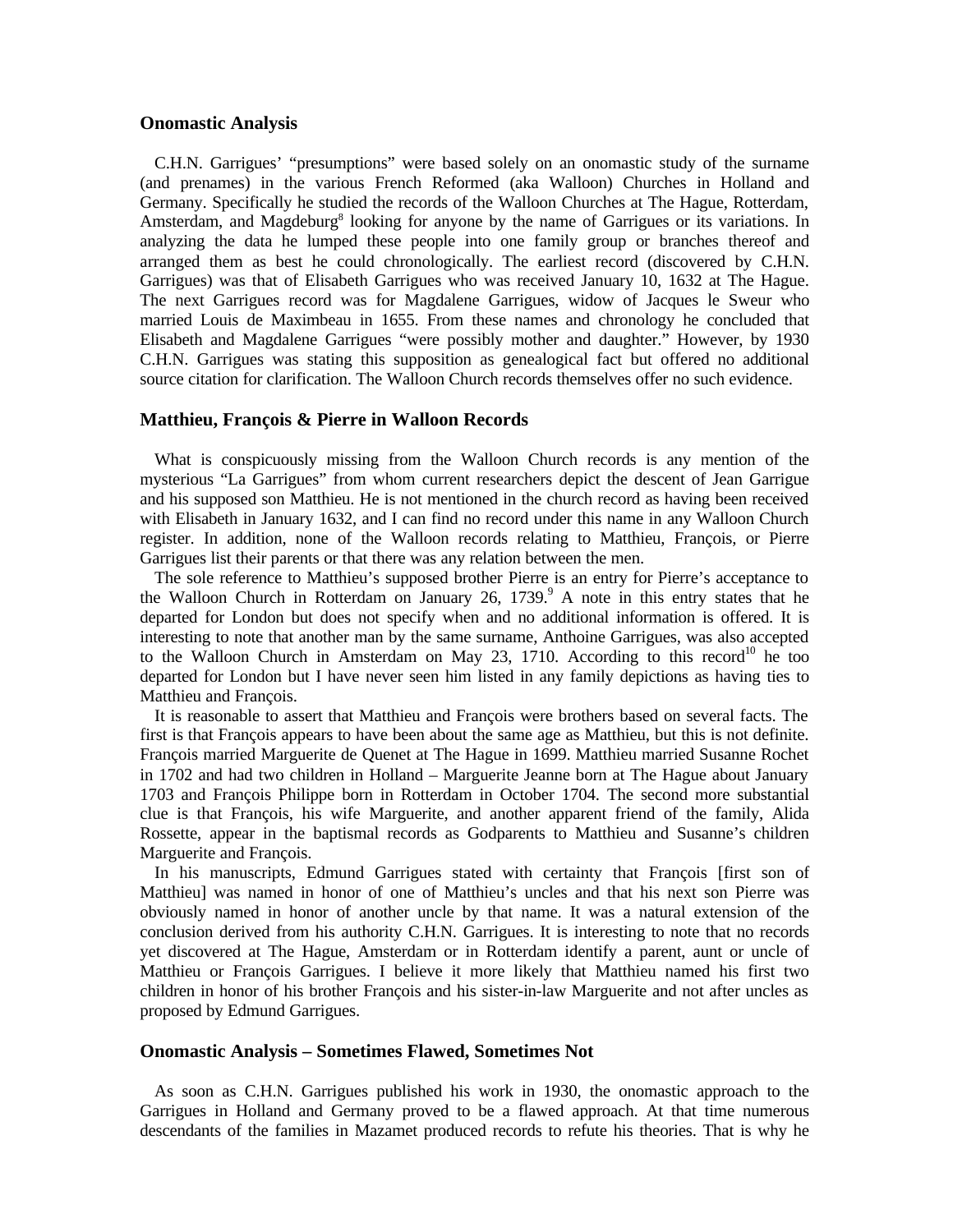## Onomastic Analysis

C.H.N. Garrigues' "presumptions" were based solely on an onomastic study of the surname (and prenames) in the various French Reformed (aka Walloon) Churches in Holland and Germany. Specifically he studied the records of the Walloon Churches at The Hague, Rotterdam, Amsterdam, and Magdeburg[8] looking for anyone by the name of Garrigues or its variations. In analyzing the data he lumped these people into one family group or branches thereof and arranged them as best he could chronologically. The earliest record (discovered by C.H.N. Garrigues) was that of Elisabeth Garrigues who was received January 10, 1632 at The Hague. The next Garrigues record was for Magdalene Garrigues, widow of Jacques le Sweur who married Louis de Maximbeau in 1655. From these names and chronology he concluded that Elisabeth and Magdalene Garrigues "were possibly mother and daughter." However, by 1930 C.H.N. Garrigues was stating this supposition as genealogical fact but offered no additional source citation for clarification. The Walloon Church records themselves offer no such evidence.

## Matthieu, François & Pierre in Walloon Records

What is conspicuously missing from the Walloon Church records is any mention of the mysterious "La Garrigues" from whom current researchers depict the descent of Jean Garrigue and his supposed son Matthieu. He is not mentioned in the church record as having been received with Elisabeth in January 1632, and I can find no record under this name in any Walloon Church register. In addition, none of the Walloon records relating to Matthieu, François, or Pierre Garrigues list their parents or that there was any relation between the men.

The sole reference to Matthieu's supposed brother Pierre is an entry for Pierre's acceptance to the Walloon Church in Rotterdam on January 26, 1739.[9] A note in this entry states that he departed for London but does not specify when and no additional information is offered. It is interesting to note that another man by the same surname, Anthoine Garrigues, was also accepted to the Walloon Church in Amsterdam on May 23, 1710. According to this record[10] he too departed for London but I have never seen him listed in any family depictions as having ties to Matthieu and François.

It is reasonable to assert that Matthieu and François were brothers based on several facts. The first is that François appears to have been about the same age as Matthieu, but this is not definite. François married Marguerite de Quenet at The Hague in 1699. Matthieu married Susanne Rochet in 1702 and had two children in Holland – Marguerite Jeanne born at The Hague about January 1703 and François Philippe born in Rotterdam in October 1704. The second more substantial clue is that François, his wife Marguerite, and another apparent friend of the family, Alida Rossette, appear in the baptismal records as Godparents to Matthieu and Susanne's children Marguerite and François.

In his manuscripts, Edmund Garrigues stated with certainty that François [first son of Matthieu] was named in honor of one of Matthieu's uncles and that his next son Pierre was obviously named in honor of another uncle by that name. It was a natural extension of the conclusion derived from his authority C.H.N. Garrigues. It is interesting to note that no records yet discovered at The Hague, Amsterdam or in Rotterdam identify a parent, aunt or uncle of Matthieu or François Garrigues. I believe it more likely that Matthieu named his first two children in honor of his brother François and his sister-in-law Marguerite and not after uncles as proposed by Edmund Garrigues.

## Onomastic Analysis – Sometimes Flawed, Sometimes Not

As soon as C.H.N. Garrigues published his work in 1930, the onomastic approach to the Garrigues in Holland and Germany proved to be a flawed approach. At that time numerous descendants of the families in Mazamet produced records to refute his theories. That is why he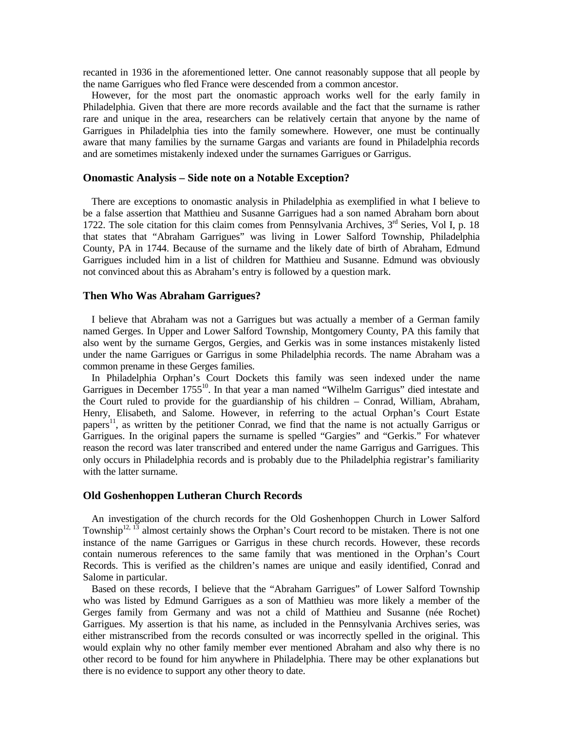recanted in 1936 in the aforementioned letter. One cannot reasonably suppose that all people by the name Garrigues who fled France were descended from a common ancestor.

However, for the most part the onomastic approach works well for the early family in Philadelphia. Given that there are more records available and the fact that the surname is rather rare and unique in the area, researchers can be relatively certain that anyone by the name of Garrigues in Philadelphia ties into the family somewhere. However, one must be continually aware that many families by the surname Gargas and variants are found in Philadelphia records and are sometimes mistakenly indexed under the surnames Garrigues or Garrigus.

### Onomastic Analysis – Side note on a Notable Exception?

There are exceptions to onomastic analysis in Philadelphia as exemplified in what I believe to be a false assertion that Matthieu and Susanne Garrigues had a son named Abraham born about 1722. The sole citation for this claim comes from Pennsylvania Archives, 3rd Series, Vol I, p. 18 that states that "Abraham Garrigues" was living in Lower Salford Township, Philadelphia County, PA in 1744. Because of the surname and the likely date of birth of Abraham, Edmund Garrigues included him in a list of children for Matthieu and Susanne. Edmund was obviously not convinced about this as Abraham's entry is followed by a question mark.

### Then Who Was Abraham Garrigues?

I believe that Abraham was not a Garrigues but was actually a member of a German family named Gerges. In Upper and Lower Salford Township, Montgomery County, PA this family that also went by the surname Gergos, Gergies, and Gerkis was in some instances mistakenly listed under the name Garrigues or Garrigus in some Philadelphia records. The name Abraham was a common prename in these Gerges families.

In Philadelphia Orphan's Court Dockets this family was seen indexed under the name Garrigues in December 1755[10]. In that year a man named "Wilhelm Garrigus" died intestate and the Court ruled to provide for the guardianship of his children – Conrad, William, Abraham, Henry, Elisabeth, and Salome. However, in referring to the actual Orphan's Court Estate papers[11], as written by the petitioner Conrad, we find that the name is not actually Garrigus or Garrigues. In the original papers the surname is spelled "Gargies" and "Gerkis." For whatever reason the record was later transcribed and entered under the name Garrigus and Garrigues. This only occurs in Philadelphia records and is probably due to the Philadelphia registrar's familiarity with the latter surname.

### Old Goshenhoppen Lutheran Church Records

An investigation of the church records for the Old Goshenhoppen Church in Lower Salford Township[12, 13] almost certainly shows the Orphan's Court record to be mistaken. There is not one instance of the name Garrigues or Garrigus in these church records. However, these records contain numerous references to the same family that was mentioned in the Orphan's Court Records. This is verified as the children's names are unique and easily identified, Conrad and Salome in particular.

Based on these records, I believe that the "Abraham Garrigues" of Lower Salford Township who was listed by Edmund Garrigues as a son of Matthieu was more likely a member of the Gerges family from Germany and was not a child of Matthieu and Susanne (née Rochet) Garrigues. My assertion is that his name, as included in the Pennsylvania Archives series, was either mistranscribed from the records consulted or was incorrectly spelled in the original. This would explain why no other family member ever mentioned Abraham and also why there is no other record to be found for him anywhere in Philadelphia. There may be other explanations but there is no evidence to support any other theory to date.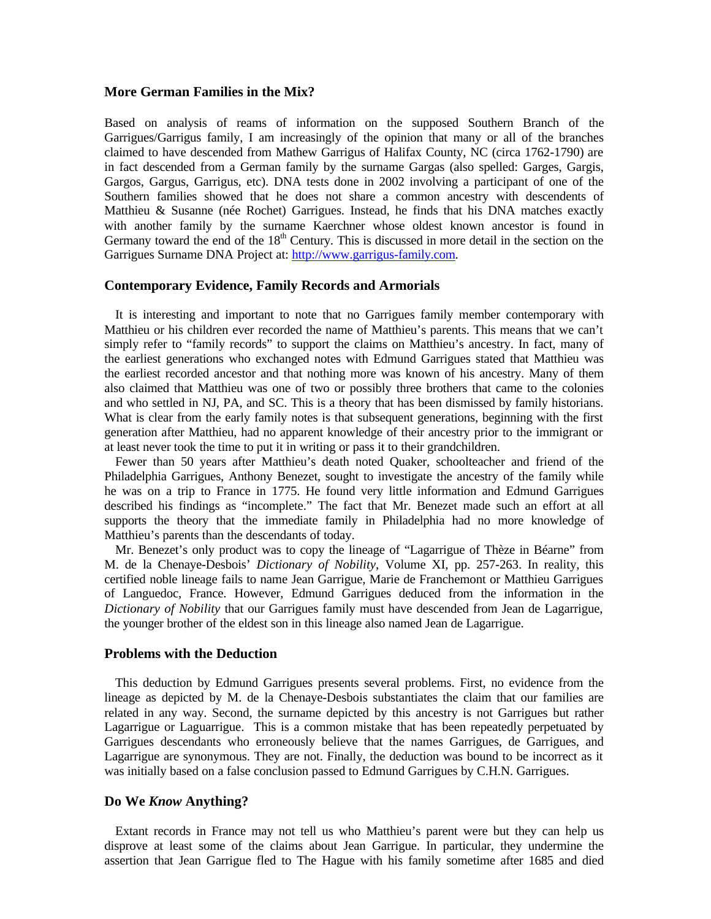### More German Families in the Mix?

Based on analysis of reams of information on the supposed Southern Branch of the Garrigues/Garrigus family, I am increasingly of the opinion that many or all of the branches claimed to have descended from Mathew Garrigus of Halifax County, NC (circa 1762-1790) are in fact descended from a German family by the surname Gargas (also spelled: Garges, Gargis, Gargos, Gargus, Garrigus, etc). DNA tests done in 2002 involving a participant of one of the Southern families showed that he does not share a common ancestry with descendents of Matthieu & Susanne (née Rochet) Garrigues. Instead, he finds that his DNA matches exactly with another family by the surname Kaerchner whose oldest known ancestor is found in Germany toward the end of the 18th Century. This is discussed in more detail in the section on the Garrigues Surname DNA Project at: http://www.garrigus-family.com.

### Contemporary Evidence, Family Records and Armorials

It is interesting and important to note that no Garrigues family member contemporary with Matthieu or his children ever recorded the name of Matthieu's parents. This means that we can't simply refer to "family records" to support the claims on Matthieu's ancestry. In fact, many of the earliest generations who exchanged notes with Edmund Garrigues stated that Matthieu was the earliest recorded ancestor and that nothing more was known of his ancestry. Many of them also claimed that Matthieu was one of two or possibly three brothers that came to the colonies and who settled in NJ, PA, and SC. This is a theory that has been dismissed by family historians. What is clear from the early family notes is that subsequent generations, beginning with the first generation after Matthieu, had no apparent knowledge of their ancestry prior to the immigrant or at least never took the time to put it in writing or pass it to their grandchildren.

Fewer than 50 years after Matthieu's death noted Quaker, schoolteacher and friend of the Philadelphia Garrigues, Anthony Benezet, sought to investigate the ancestry of the family while he was on a trip to France in 1775. He found very little information and Edmund Garrigues described his findings as "incomplete." The fact that Mr. Benezet made such an effort at all supports the theory that the immediate family in Philadelphia had no more knowledge of Matthieu's parents than the descendants of today.

Mr. Benezet's only product was to copy the lineage of "Lagarrigue of Thèze in Béarne" from M. de la Chenaye-Desbois' *Dictionary of Nobility*, Volume XI, pp. 257-263. In reality, this certified noble lineage fails to name Jean Garrigue, Marie de Franchemont or Matthieu Garrigues of Languedoc, France. However, Edmund Garrigues deduced from the information in the *Dictionary of Nobility* that our Garrigues family must have descended from Jean de Lagarrigue, the younger brother of the eldest son in this lineage also named Jean de Lagarrigue.

### Problems with the Deduction

This deduction by Edmund Garrigues presents several problems. First, no evidence from the lineage as depicted by M. de la Chenaye-Desbois substantiates the claim that our families are related in any way. Second, the surname depicted by this ancestry is not Garrigues but rather Lagarrigue or Laguarrigue. This is a common mistake that has been repeatedly perpetuated by Garrigues descendants who erroneously believe that the names Garrigues, de Garrigues, and Lagarrigue are synonymous. They are not. Finally, the deduction was bound to be incorrect as it was initially based on a false conclusion passed to Edmund Garrigues by C.H.N. Garrigues.

### Do We *Know* Anything?

Extant records in France may not tell us who Matthieu's parent were but they can help us disprove at least some of the claims about Jean Garrigue. In particular, they undermine the assertion that Jean Garrigue fled to The Hague with his family sometime after 1685 and died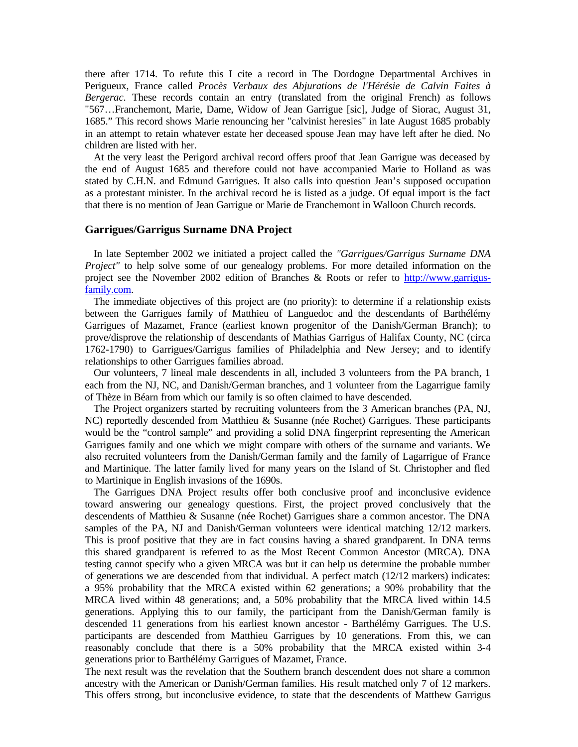there after 1714. To refute this I cite a record in The Dordogne Departmental Archives in Perigueux, France called *Procès Verbaux des Abjurations de l'Hérésie de Calvin Faites à Bergerac*. These records contain an entry (translated from the original French) as follows "567…Franchemont, Marie, Dame, Widow of Jean Garrigue [sic], Judge of Siorac, August 31, 1685." This record shows Marie renouncing her "calvinist heresies" in late August 1685 probably in an attempt to retain whatever estate her deceased spouse Jean may have left after he died. No children are listed with her.

At the very least the Perigord archival record offers proof that Jean Garrigue was deceased by the end of August 1685 and therefore could not have accompanied Marie to Holland as was stated by C.H.N. and Edmund Garrigues. It also calls into question Jean's supposed occupation as a protestant minister. In the archival record he is listed as a judge. Of equal import is the fact that there is no mention of Jean Garrigue or Marie de Franchemont in Walloon Church records.

### Garrigues/Garrigus Surname DNA Project

In late September 2002 we initiated a project called the *"Garrigues/Garrigus Surname DNA Project"* to help solve some of our genealogy problems. For more detailed information on the project see the November 2002 edition of Branches & Roots or refer to http://www.garrigus-family.com.

The immediate objectives of this project are (no priority): to determine if a relationship exists between the Garrigues family of Matthieu of Languedoc and the descendants of Barthélémy Garrigues of Mazamet, France (earliest known progenitor of the Danish/German Branch); to prove/disprove the relationship of descendants of Mathias Garrigus of Halifax County, NC (circa 1762-1790) to Garrigues/Garrigus families of Philadelphia and New Jersey; and to identify relationships to other Garrigues families abroad.

Our volunteers, 7 lineal male descendents in all, included 3 volunteers from the PA branch, 1 each from the NJ, NC, and Danish/German branches, and 1 volunteer from the Lagarrigue family of Thèze in Béarn from which our family is so often claimed to have descended.

The Project organizers started by recruiting volunteers from the 3 American branches (PA, NJ, NC) reportedly descended from Matthieu & Susanne (née Rochet) Garrigues. These participants would be the "control sample" and providing a solid DNA fingerprint representing the American Garrigues family and one which we might compare with others of the surname and variants. We also recruited volunteers from the Danish/German family and the family of Lagarrigue of France and Martinique. The latter family lived for many years on the Island of St. Christopher and fled to Martinique in English invasions of the 1690s.

The Garrigues DNA Project results offer both conclusive proof and inconclusive evidence toward answering our genealogy questions. First, the project proved conclusively that the descendents of Matthieu & Susanne (née Rochet) Garrigues share a common ancestor. The DNA samples of the PA, NJ and Danish/German volunteers were identical matching 12/12 markers. This is proof positive that they are in fact cousins having a shared grandparent. In DNA terms this shared grandparent is referred to as the Most Recent Common Ancestor (MRCA). DNA testing cannot specify who a given MRCA was but it can help us determine the probable number of generations we are descended from that individual. A perfect match (12/12 markers) indicates: a 95% probability that the MRCA existed within 62 generations; a 90% probability that the MRCA lived within 48 generations; and, a 50% probability that the MRCA lived within 14.5 generations. Applying this to our family, the participant from the Danish/German family is descended 11 generations from his earliest known ancestor - Barthélémy Garrigues. The U.S. participants are descended from Matthieu Garrigues by 10 generations. From this, we can reasonably conclude that there is a 50% probability that the MRCA existed within 3-4 generations prior to Barthélémy Garrigues of Mazamet, France.

The next result was the revelation that the Southern branch descendent does not share a common ancestry with the American or Danish/German families. His result matched only 7 of 12 markers. This offers strong, but inconclusive evidence, to state that the descendents of Matthew Garrigus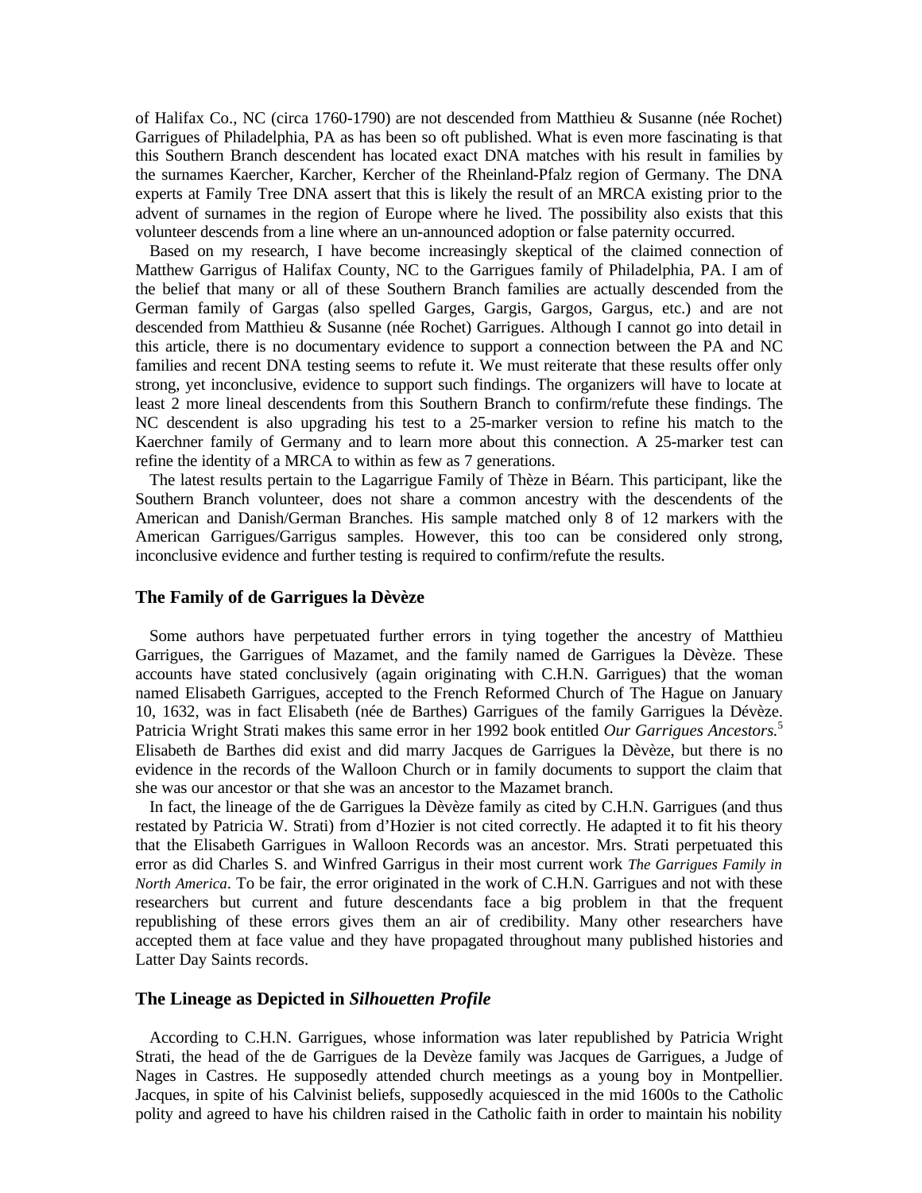of Halifax Co., NC (circa 1760-1790) are not descended from Matthieu & Susanne (née Rochet) Garrigues of Philadelphia, PA as has been so oft published. What is even more fascinating is that this Southern Branch descendent has located exact DNA matches with his result in families by the surnames Kaercher, Karcher, Kercher of the Rheinland-Pfalz region of Germany. The DNA experts at Family Tree DNA assert that this is likely the result of an MRCA existing prior to the advent of surnames in the region of Europe where he lived. The possibility also exists that this volunteer descends from a line where an un-announced adoption or false paternity occurred.

Based on my research, I have become increasingly skeptical of the claimed connection of Matthew Garrigus of Halifax County, NC to the Garrigues family of Philadelphia, PA. I am of the belief that many or all of these Southern Branch families are actually descended from the German family of Gargas (also spelled Garges, Gargis, Gargos, Gargus, etc.) and are not descended from Matthieu & Susanne (née Rochet) Garrigues. Although I cannot go into detail in this article, there is no documentary evidence to support a connection between the PA and NC families and recent DNA testing seems to refute it. We must reiterate that these results offer only strong, yet inconclusive, evidence to support such findings. The organizers will have to locate at least 2 more lineal descendents from this Southern Branch to confirm/refute these findings. The NC descendent is also upgrading his test to a 25-marker version to refine his match to the Kaerchner family of Germany and to learn more about this connection. A 25-marker test can refine the identity of a MRCA to within as few as 7 generations.

The latest results pertain to the Lagarrigue Family of Thèze in Béarn. This participant, like the Southern Branch volunteer, does not share a common ancestry with the descendents of the American and Danish/German Branches. His sample matched only 8 of 12 markers with the American Garrigues/Garrigus samples. However, this too can be considered only strong, inconclusive evidence and further testing is required to confirm/refute the results.

### The Family of de Garrigues la Dèvèze

Some authors have perpetuated further errors in tying together the ancestry of Matthieu Garrigues, the Garrigues of Mazamet, and the family named de Garrigues la Dèvèze. These accounts have stated conclusively (again originating with C.H.N. Garrigues) that the woman named Elisabeth Garrigues, accepted to the French Reformed Church of The Hague on January 10, 1632, was in fact Elisabeth (née de Barthes) Garrigues of the family Garrigues la Dévèze. Patricia Wright Strati makes this same error in her 1992 book entitled *Our Garrigues Ancestors.*[5] Elisabeth de Barthes did exist and did marry Jacques de Garrigues la Dèvèze, but there is no evidence in the records of the Walloon Church or in family documents to support the claim that she was our ancestor or that she was an ancestor to the Mazamet branch.

In fact, the lineage of the de Garrigues la Dèvèze family as cited by C.H.N. Garrigues (and thus restated by Patricia W. Strati) from d'Hozier is not cited correctly. He adapted it to fit his theory that the Elisabeth Garrigues in Walloon Records was an ancestor. Mrs. Strati perpetuated this error as did Charles S. and Winfred Garrigus in their most current work *The Garrigues Family in North America*. To be fair, the error originated in the work of C.H.N. Garrigues and not with these researchers but current and future descendants face a big problem in that the frequent republishing of these errors gives them an air of credibility. Many other researchers have accepted them at face value and they have propagated throughout many published histories and Latter Day Saints records.

### The Lineage as Depicted in *Silhouetten Profile*

According to C.H.N. Garrigues, whose information was later republished by Patricia Wright Strati, the head of the de Garrigues de la Devèze family was Jacques de Garrigues, a Judge of Nages in Castres. He supposedly attended church meetings as a young boy in Montpellier. Jacques, in spite of his Calvinist beliefs, supposedly acquiesced in the mid 1600s to the Catholic polity and agreed to have his children raised in the Catholic faith in order to maintain his nobility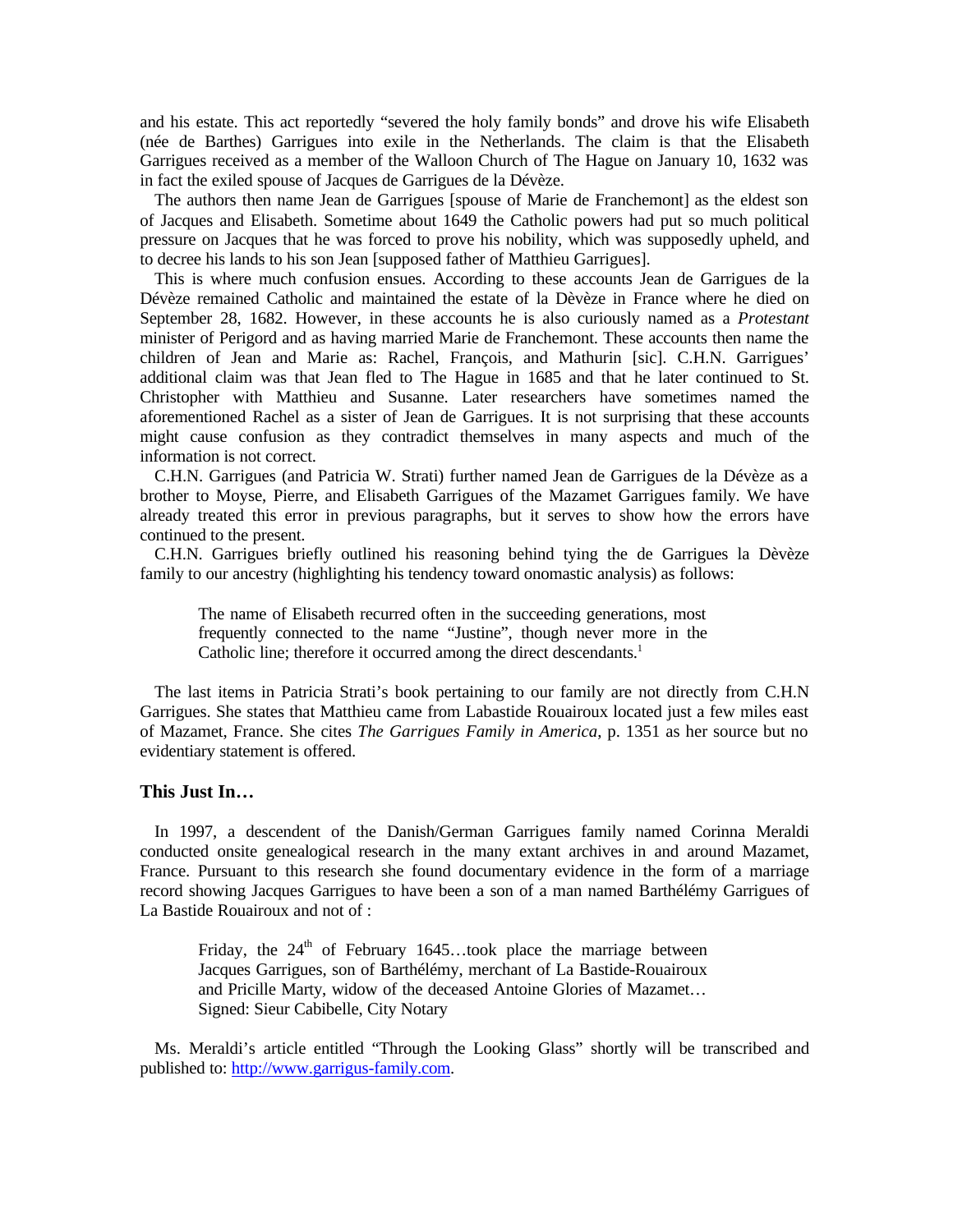and his estate. This act reportedly "severed the holy family bonds" and drove his wife Elisabeth (née de Barthes) Garrigues into exile in the Netherlands. The claim is that the Elisabeth Garrigues received as a member of the Walloon Church of The Hague on January 10, 1632 was in fact the exiled spouse of Jacques de Garrigues de la Dévèze.

The authors then name Jean de Garrigues [spouse of Marie de Franchemont] as the eldest son of Jacques and Elisabeth. Sometime about 1649 the Catholic powers had put so much political pressure on Jacques that he was forced to prove his nobility, which was supposedly upheld, and to decree his lands to his son Jean [supposed father of Matthieu Garrigues].

This is where much confusion ensues. According to these accounts Jean de Garrigues de la Dévèze remained Catholic and maintained the estate of la Dèvèze in France where he died on September 28, 1682. However, in these accounts he is also curiously named as a *Protestant* minister of Perigord and as having married Marie de Franchemont. These accounts then name the children of Jean and Marie as: Rachel, François, and Mathurin [sic]. C.H.N. Garrigues' additional claim was that Jean fled to The Hague in 1685 and that he later continued to St. Christopher with Matthieu and Susanne. Later researchers have sometimes named the aforementioned Rachel as a sister of Jean de Garrigues. It is not surprising that these accounts might cause confusion as they contradict themselves in many aspects and much of the information is not correct.

C.H.N. Garrigues (and Patricia W. Strati) further named Jean de Garrigues de la Dévèze as a brother to Moyse, Pierre, and Elisabeth Garrigues of the Mazamet Garrigues family. We have already treated this error in previous paragraphs, but it serves to show how the errors have continued to the present.

C.H.N. Garrigues briefly outlined his reasoning behind tying the de Garrigues la Dèvèze family to our ancestry (highlighting his tendency toward onomastic analysis) as follows:

> The name of Elisabeth recurred often in the succeeding generations, most frequently connected to the name "Justine", though never more in the Catholic line; therefore it occurred among the direct descendants.[1]

The last items in Patricia Strati's book pertaining to our family are not directly from C.H.N Garrigues. She states that Matthieu came from Labastide Rouairoux located just a few miles east of Mazamet, France. She cites *The Garrigues Family in America*, p. 1351 as her source but no evidentiary statement is offered.

### This Just In…

In 1997, a descendent of the Danish/German Garrigues family named Corinna Meraldi conducted onsite genealogical research in the many extant archives in and around Mazamet, France. Pursuant to this research she found documentary evidence in the form of a marriage record showing Jacques Garrigues to have been a son of a man named Barthélémy Garrigues of La Bastide Rouairoux and not of :

> Friday, the 24th of February 1645…took place the marriage between Jacques Garrigues, son of Barthélémy, merchant of La Bastide-Rouairoux and Pricille Marty, widow of the deceased Antoine Glories of Mazamet… Signed: Sieur Cabibelle, City Notary

Ms. Meraldi's article entitled "Through the Looking Glass" shortly will be transcribed and published to: http://www.garrigus-family.com.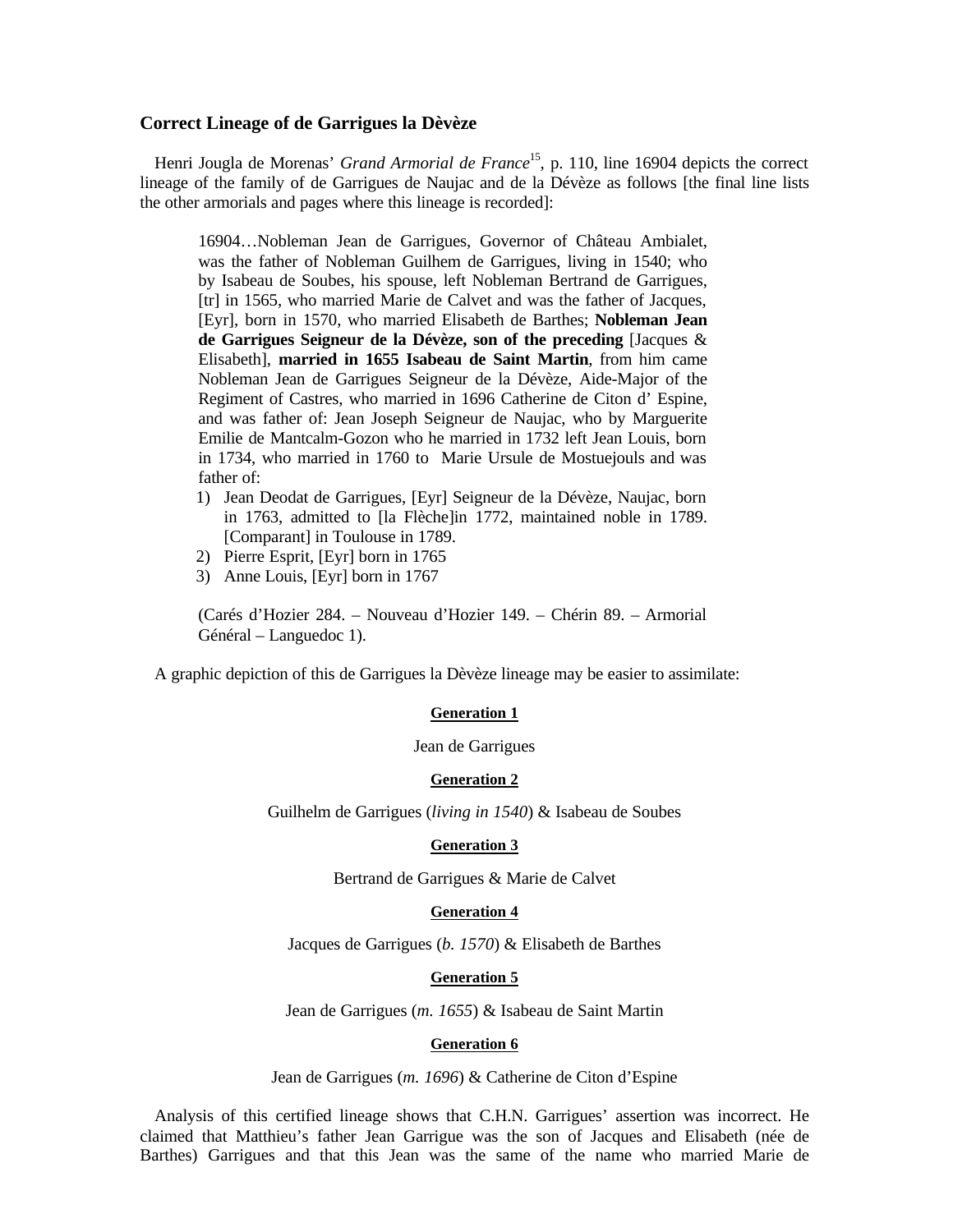## Correct Lineage of de Garrigues la Dèvèze

Henri Jougla de Morenas' *Grand Armorial de France*[15], p. 110, line 16904 depicts the correct lineage of the family of de Garrigues de Naujac and de la Dévèze as follows [the final line lists the other armorials and pages where this lineage is recorded]:

> 16904…Nobleman Jean de Garrigues, Governor of Château Ambialet, was the father of Nobleman Guilhem de Garrigues, living in 1540; who by Isabeau de Soubes, his spouse, left Nobleman Bertrand de Garrigues, [tr] in 1565, who married Marie de Calvet and was the father of Jacques, [Eyr], born in 1570, who married Elisabeth de Barthes; **Nobleman Jean de Garrigues Seigneur de la Dévèze, son of the preceding** [Jacques & Elisabeth], **married in 1655 Isabeau de Saint Martin**, from him came Nobleman Jean de Garrigues Seigneur de la Dévèze, Aide-Major of the Regiment of Castres, who married in 1696 Catherine de Citon d' Espine, and was father of: Jean Joseph Seigneur de Naujac, who by Marguerite Emilie de Mantcalm-Gozon who he married in 1732 left Jean Louis, born in 1734, who married in 1760 to Marie Ursule de Mostuejouls and was father of:
>
> 1) Jean Deodat de Garrigues, [Eyr] Seigneur de la Dévèze, Naujac, born in 1763, admitted to [la Flèche]in 1772, maintained noble in 1789. [Comparant] in Toulouse in 1789.
> 2) Pierre Esprit, [Eyr] born in 1765
> 3) Anne Louis, [Eyr] born in 1767
>
> (Carés d'Hozier 284. – Nouveau d'Hozier 149. – Chérin 89. – Armorial Général – Languedoc 1).

A graphic depiction of this de Garrigues la Dèvèze lineage may be easier to assimilate:

**<u>Generation 1</u>**

Jean de Garrigues

**<u>Generation 2</u>**

Guilhelm de Garrigues (*living in 1540*) & Isabeau de Soubes

**<u>Generation 3</u>**

Bertrand de Garrigues & Marie de Calvet

**<u>Generation 4</u>**

Jacques de Garrigues (*b. 1570*) & Elisabeth de Barthes

**<u>Generation 5</u>**

Jean de Garrigues (*m. 1655*) & Isabeau de Saint Martin

**<u>Generation 6</u>**

Jean de Garrigues (*m. 1696*) & Catherine de Citon d'Espine

Analysis of this certified lineage shows that C.H.N. Garrigues' assertion was incorrect. He claimed that Matthieu's father Jean Garrigue was the son of Jacques and Elisabeth (née de Barthes) Garrigues and that this Jean was the same of the name who married Marie de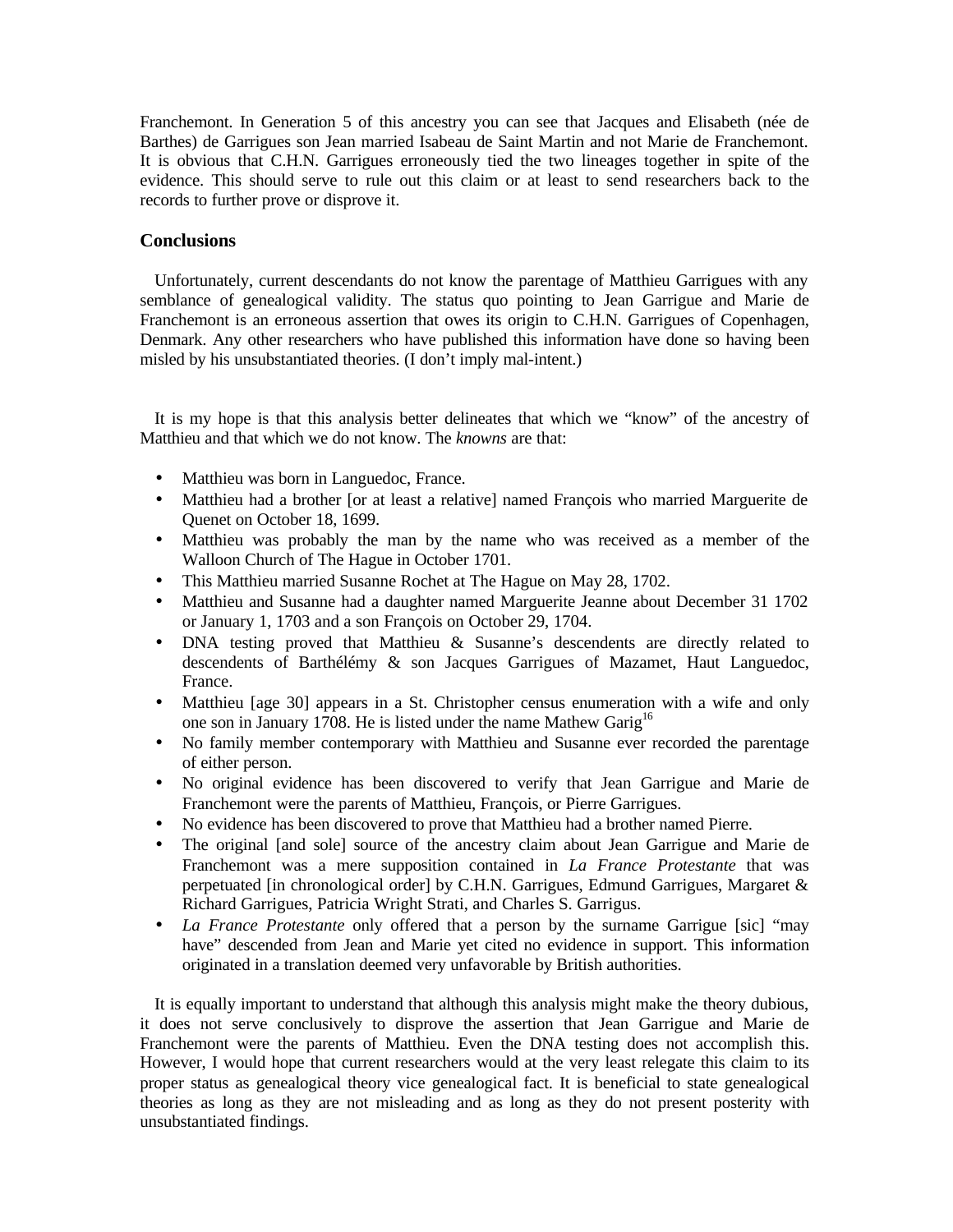Franchemont. In Generation 5 of this ancestry you can see that Jacques and Elisabeth (née de Barthes) de Garrigues son Jean married Isabeau de Saint Martin and not Marie de Franchemont. It is obvious that C.H.N. Garrigues erroneously tied the two lineages together in spite of the evidence. This should serve to rule out this claim or at least to send researchers back to the records to further prove or disprove it.

### Conclusions

Unfortunately, current descendants do not know the parentage of Matthieu Garrigues with any semblance of genealogical validity. The status quo pointing to Jean Garrigue and Marie de Franchemont is an erroneous assertion that owes its origin to C.H.N. Garrigues of Copenhagen, Denmark. Any other researchers who have published this information have done so having been misled by his unsubstantiated theories. (I don't imply mal-intent.)

It is my hope is that this analysis better delineates that which we "know" of the ancestry of Matthieu and that which we do not know. The *knowns* are that:

- Matthieu was born in Languedoc, France.
- Matthieu had a brother [or at least a relative] named François who married Marguerite de Quenet on October 18, 1699.
- Matthieu was probably the man by the name who was received as a member of the Walloon Church of The Hague in October 1701.
- This Matthieu married Susanne Rochet at The Hague on May 28, 1702.
- Matthieu and Susanne had a daughter named Marguerite Jeanne about December 31 1702 or January 1, 1703 and a son François on October 29, 1704.
- DNA testing proved that Matthieu & Susanne's descendents are directly related to descendents of Barthélémy & son Jacques Garrigues of Mazamet, Haut Languedoc, France.
- Matthieu [age 30] appears in a St. Christopher census enumeration with a wife and only one son in January 1708. He is listed under the name Mathew Garig[16]
- No family member contemporary with Matthieu and Susanne ever recorded the parentage of either person.
- No original evidence has been discovered to verify that Jean Garrigue and Marie de Franchemont were the parents of Matthieu, François, or Pierre Garrigues.
- No evidence has been discovered to prove that Matthieu had a brother named Pierre.
- The original [and sole] source of the ancestry claim about Jean Garrigue and Marie de Franchemont was a mere supposition contained in *La France Protestante* that was perpetuated [in chronological order] by C.H.N. Garrigues, Edmund Garrigues, Margaret & Richard Garrigues, Patricia Wright Strati, and Charles S. Garrigus.
- *La France Protestante* only offered that a person by the surname Garrigue [sic] "may have" descended from Jean and Marie yet cited no evidence in support. This information originated in a translation deemed very unfavorable by British authorities.

It is equally important to understand that although this analysis might make the theory dubious, it does not serve conclusively to disprove the assertion that Jean Garrigue and Marie de Franchemont were the parents of Matthieu. Even the DNA testing does not accomplish this. However, I would hope that current researchers would at the very least relegate this claim to its proper status as genealogical theory vice genealogical fact. It is beneficial to state genealogical theories as long as they are not misleading and as long as they do not present posterity with unsubstantiated findings.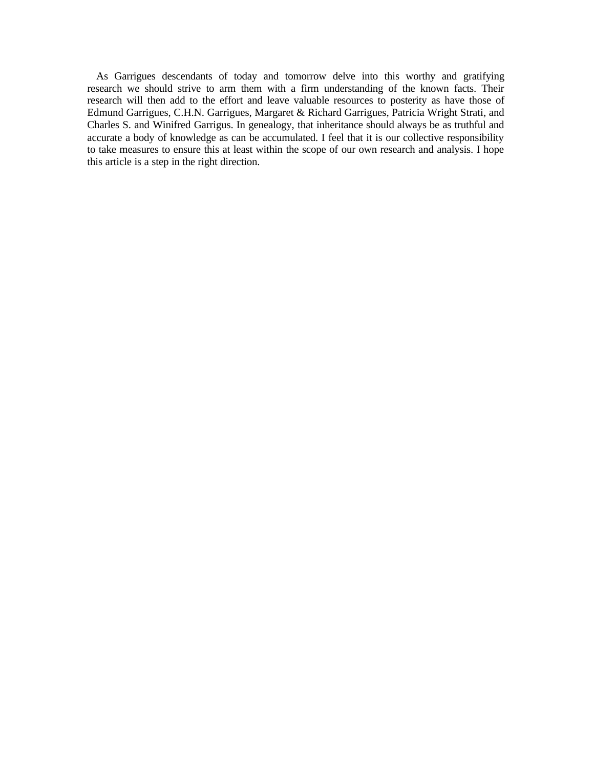As Garrigues descendants of today and tomorrow delve into this worthy and gratifying research we should strive to arm them with a firm understanding of the known facts. Their research will then add to the effort and leave valuable resources to posterity as have those of Edmund Garrigues, C.H.N. Garrigues, Margaret & Richard Garrigues, Patricia Wright Strati, and Charles S. and Winifred Garrigus. In genealogy, that inheritance should always be as truthful and accurate a body of knowledge as can be accumulated. I feel that it is our collective responsibility to take measures to ensure this at least within the scope of our own research and analysis. I hope this article is a step in the right direction.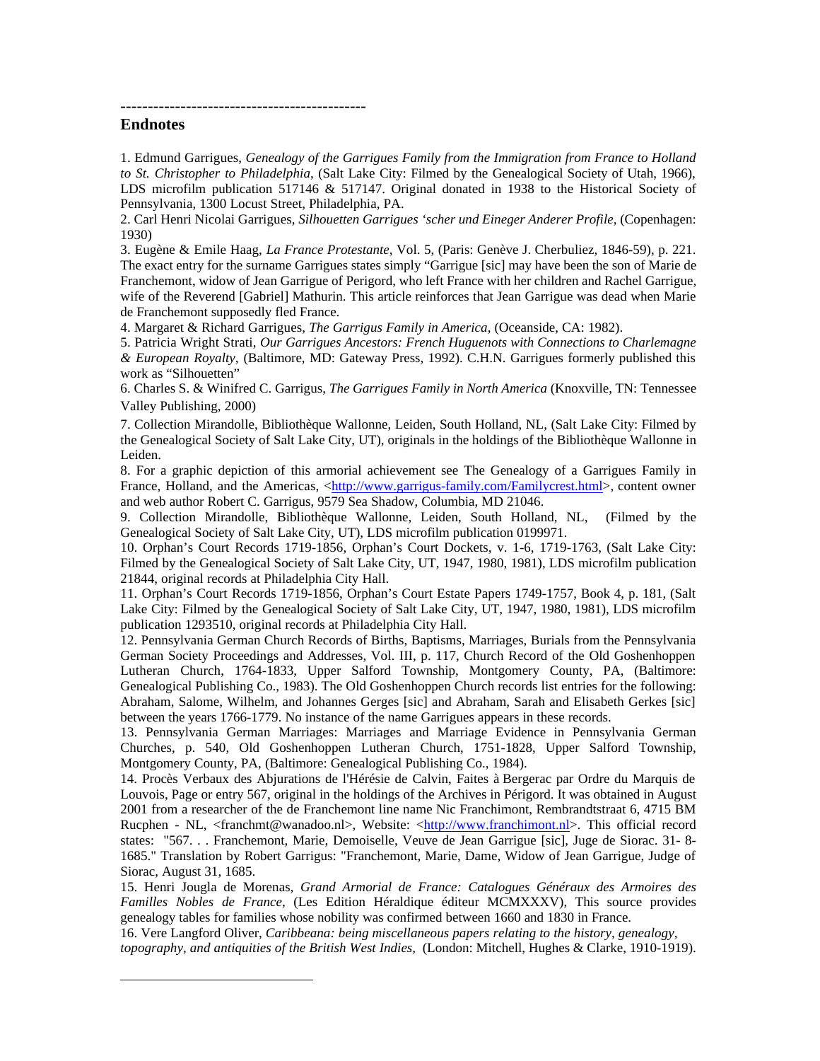---------------------------------------------

## Endnotes

1. Edmund Garrigues, *Genealogy of the Garrigues Family from the Immigration from France to Holland to St. Christopher to Philadelphia*, (Salt Lake City: Filmed by the Genealogical Society of Utah, 1966), LDS microfilm publication 517146 & 517147. Original donated in 1938 to the Historical Society of Pennsylvania, 1300 Locust Street, Philadelphia, PA.

2. Carl Henri Nicolai Garrigues, *Silhouetten Garrigues 'scher und Eineger Anderer Profile*, (Copenhagen: 1930)

3. Eugène & Emile Haag, *La France Protestante*, Vol. 5, (Paris: Genève J. Cherbuliez, 1846-59), p. 221. The exact entry for the surname Garrigues states simply "Garrigue [sic] may have been the son of Marie de Franchemont, widow of Jean Garrigue of Perigord, who left France with her children and Rachel Garrigue, wife of the Reverend [Gabriel] Mathurin. This article reinforces that Jean Garrigue was dead when Marie de Franchemont supposedly fled France.

4. Margaret & Richard Garrigues, *The Garrigus Family in America*, (Oceanside, CA: 1982).

5. Patricia Wright Strati, *Our Garrigues Ancestors: French Huguenots with Connections to Charlemagne & European Royalty*, (Baltimore, MD: Gateway Press, 1992). C.H.N. Garrigues formerly published this work as "Silhouetten"

6. Charles S. & Winifred C. Garrigus, *The Garrigues Family in North America* (Knoxville, TN: Tennessee Valley Publishing, 2000)

7. Collection Mirandolle, Bibliothèque Wallonne, Leiden, South Holland, NL, (Salt Lake City: Filmed by the Genealogical Society of Salt Lake City, UT), originals in the holdings of the Bibliothèque Wallonne in Leiden.

8. For a graphic depiction of this armorial achievement see The Genealogy of a Garrigues Family in France, Holland, and the Americas, <http://www.garrigus-family.com/Familycrest.html>, content owner and web author Robert C. Garrigus, 9579 Sea Shadow, Columbia, MD 21046.

9. Collection Mirandolle, Bibliothèque Wallonne, Leiden, South Holland, NL, (Filmed by the Genealogical Society of Salt Lake City, UT), LDS microfilm publication 0199971.

10. Orphan's Court Records 1719-1856, Orphan's Court Dockets, v. 1-6, 1719-1763, (Salt Lake City: Filmed by the Genealogical Society of Salt Lake City, UT, 1947, 1980, 1981), LDS microfilm publication 21844, original records at Philadelphia City Hall.

11. Orphan's Court Records 1719-1856, Orphan's Court Estate Papers 1749-1757, Book 4, p. 181, (Salt Lake City: Filmed by the Genealogical Society of Salt Lake City, UT, 1947, 1980, 1981), LDS microfilm publication 1293510, original records at Philadelphia City Hall.

12. Pennsylvania German Church Records of Births, Baptisms, Marriages, Burials from the Pennsylvania German Society Proceedings and Addresses, Vol. III, p. 117, Church Record of the Old Goshenhoppen Lutheran Church, 1764-1833, Upper Salford Township, Montgomery County, PA, (Baltimore: Genealogical Publishing Co., 1983). The Old Goshenhoppen Church records list entries for the following: Abraham, Salome, Wilhelm, and Johannes Gerges [sic] and Abraham, Sarah and Elisabeth Gerkes [sic] between the years 1766-1779. No instance of the name Garrigues appears in these records.

13. Pennsylvania German Marriages: Marriages and Marriage Evidence in Pennsylvania German Churches, p. 540, Old Goshenhoppen Lutheran Church, 1751-1828, Upper Salford Township, Montgomery County, PA, (Baltimore: Genealogical Publishing Co., 1984).

14. Procès Verbaux des Abjurations de l'Hérésie de Calvin, Faites à Bergerac par Ordre du Marquis de Louvois, Page or entry 567, original in the holdings of the Archives in Périgord. It was obtained in August 2001 from a researcher of the de Franchemont line name Nic Franchimont, Rembrandtstraat 6, 4715 BM Rucphen - NL, <franchmt@wanadoo.nl>, Website: <http://www.franchimont.nl>. This official record states: "567. . . Franchemont, Marie, Demoiselle, Veuve de Jean Garrigue [sic], Juge de Siorac. 31- 8-1685." Translation by Robert Garrigus: "Franchemont, Marie, Dame, Widow of Jean Garrigue, Judge of Siorac, August 31, 1685.

15. Henri Jougla de Morenas, *Grand Armorial de France: Catalogues Généraux des Armoires des Familles Nobles de France*, (Les Edition Héraldique éditeur MCMXXXV), This source provides genealogy tables for families whose nobility was confirmed between 1660 and 1830 in France.

16. Vere Langford Oliver, *Caribbeana: being miscellaneous papers relating to the history, genealogy, topography, and antiquities of the British West Indies*, (London: Mitchell, Hughes & Clarke, 1910-1919).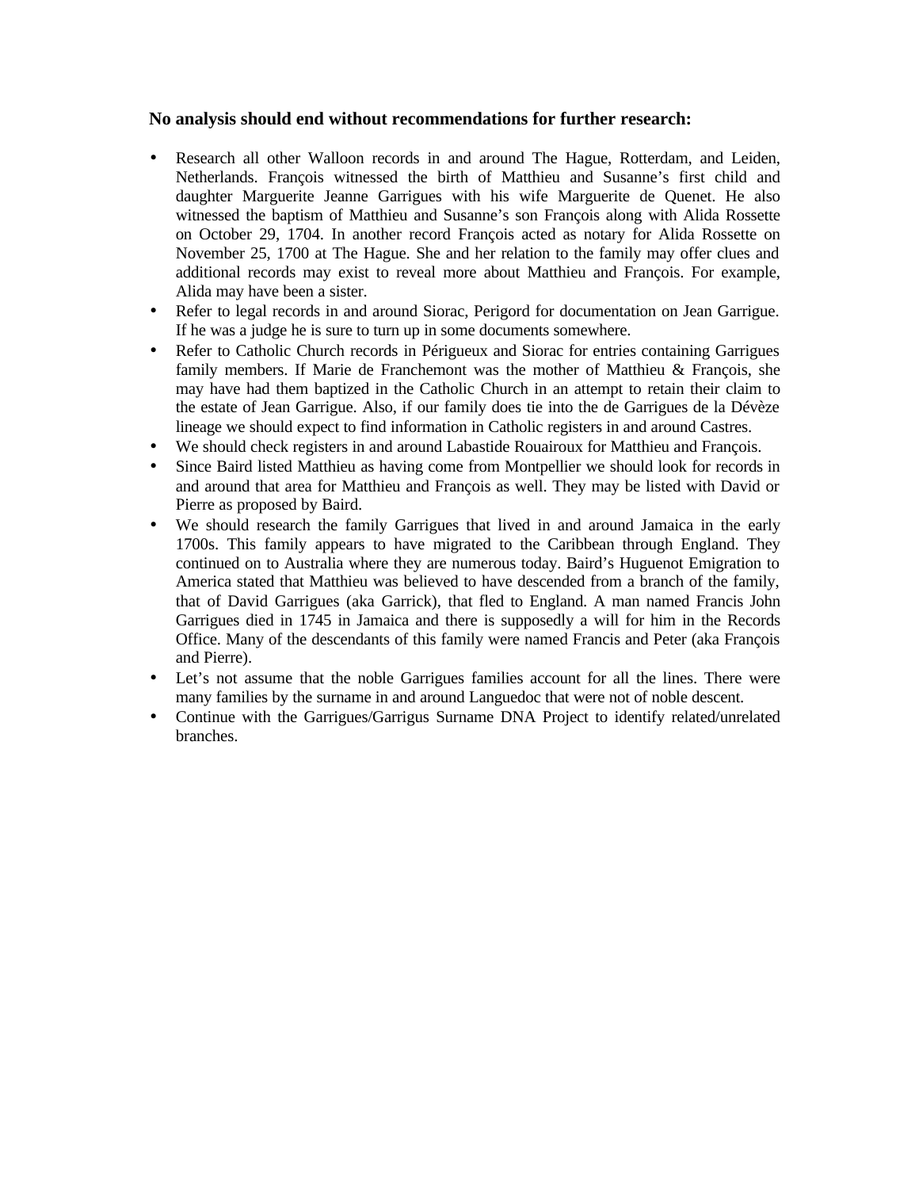**No analysis should end without recommendations for further research:**

- Research all other Walloon records in and around The Hague, Rotterdam, and Leiden, Netherlands. François witnessed the birth of Matthieu and Susanne's first child and daughter Marguerite Jeanne Garrigues with his wife Marguerite de Quenet. He also witnessed the baptism of Matthieu and Susanne's son François along with Alida Rossette on October 29, 1704. In another record François acted as notary for Alida Rossette on November 25, 1700 at The Hague. She and her relation to the family may offer clues and additional records may exist to reveal more about Matthieu and François. For example, Alida may have been a sister.
- Refer to legal records in and around Siorac, Perigord for documentation on Jean Garrigue. If he was a judge he is sure to turn up in some documents somewhere.
- Refer to Catholic Church records in Périgueux and Siorac for entries containing Garrigues family members. If Marie de Franchemont was the mother of Matthieu & François, she may have had them baptized in the Catholic Church in an attempt to retain their claim to the estate of Jean Garrigue. Also, if our family does tie into the de Garrigues de la Dévèze lineage we should expect to find information in Catholic registers in and around Castres.
- We should check registers in and around Labastide Rouairoux for Matthieu and François.
- Since Baird listed Matthieu as having come from Montpellier we should look for records in and around that area for Matthieu and François as well. They may be listed with David or Pierre as proposed by Baird.
- We should research the family Garrigues that lived in and around Jamaica in the early 1700s. This family appears to have migrated to the Caribbean through England. They continued on to Australia where they are numerous today. Baird's Huguenot Emigration to America stated that Matthieu was believed to have descended from a branch of the family, that of David Garrigues (aka Garrick), that fled to England. A man named Francis John Garrigues died in 1745 in Jamaica and there is supposedly a will for him in the Records Office. Many of the descendants of this family were named Francis and Peter (aka François and Pierre).
- Let's not assume that the noble Garrigues families account for all the lines. There were many families by the surname in and around Languedoc that were not of noble descent.
- Continue with the Garrigues/Garrigus Surname DNA Project to identify related/unrelated branches.